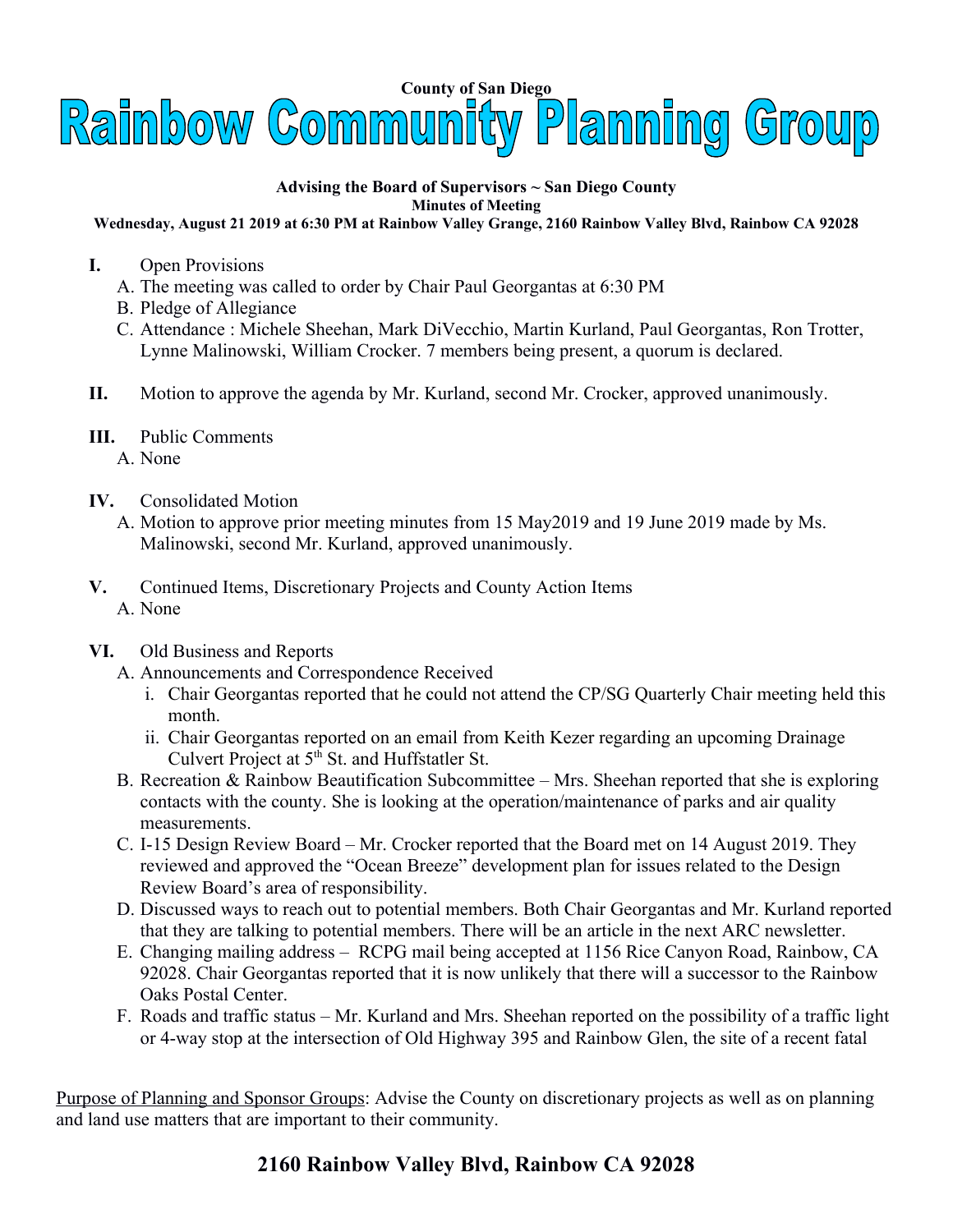County of San Diego

# Rainbow Community Planning Group

**Advising the Board of Supervisors ~ San Diego County**

**Minutes of Meeting**

**Wednesday, August 21 2019 at 6:30 PM at Rainbow Valley Grange, 2160 Rainbow Valley Blvd, Rainbow CA 92028**

**I.** Open Provisions

A. The meeting was called to order by Chair Paul Georgantas at 6:30 PM

B. Pledge of Allegiance

C. Attendance : Michele Sheehan, Mark DiVecchio, Martin Kurland, Paul Georgantas, Ron Trotter, Lynne Malinowski, William Crocker. 7 members being present, a quorum is declared.

**II.** Motion to approve the agenda by Mr. Kurland, second Mr. Crocker, approved unanimously.

**III.** Public Comments

A. None

**IV.** Consolidated Motion

A. Motion to approve prior meeting minutes from 15 May2019 and 19 June 2019 made by Ms. Malinowski, second Mr. Kurland, approved unanimously.

**V.** Continued Items, Discretionary Projects and County Action Items

A. None

**VI.** Old Business and Reports

A. Announcements and Correspondence Received

i. Chair Georgantas reported that he could not attend the CP/SG Quarterly Chair meeting held this month.

ii. Chair Georgantas reported on an email from Keith Kezer regarding an upcoming Drainage Culvert Project at 5th St. and Huffstatler St.

B. Recreation & Rainbow Beautification Subcommittee – Mrs. Sheehan reported that she is exploring contacts with the county. She is looking at the operation/maintenance of parks and air quality measurements.

C. I-15 Design Review Board – Mr. Crocker reported that the Board met on 14 August 2019. They reviewed and approved the "Ocean Breeze" development plan for issues related to the Design Review Board's area of responsibility.

D. Discussed ways to reach out to potential members. Both Chair Georgantas and Mr. Kurland reported that they are talking to potential members. There will be an article in the next ARC newsletter.

E. Changing mailing address – RCPG mail being accepted at 1156 Rice Canyon Road, Rainbow, CA 92028. Chair Georgantas reported that it is now unlikely that there will a successor to the Rainbow Oaks Postal Center.

F. Roads and traffic status – Mr. Kurland and Mrs. Sheehan reported on the possibility of a traffic light or 4-way stop at the intersection of Old Highway 395 and Rainbow Glen, the site of a recent fatal

Purpose of Planning and Sponsor Groups: Advise the County on discretionary projects as well as on planning and land use matters that are important to their community.

**2160 Rainbow Valley Blvd, Rainbow CA 92028**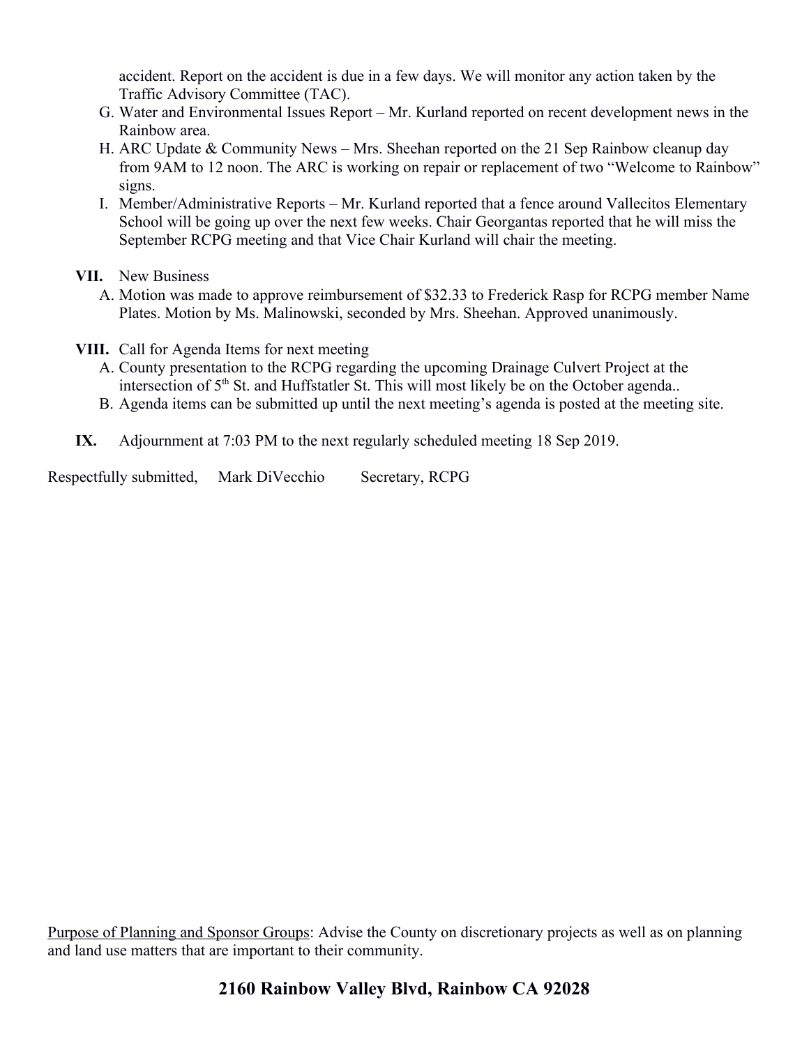accident. Report on the accident is due in a few days. We will monitor any action taken by the Traffic Advisory Committee (TAC).

G. Water and Environmental Issues Report – Mr. Kurland reported on recent development news in the Rainbow area.
H. ARC Update & Community News – Mrs. Sheehan reported on the 21 Sep Rainbow cleanup day from 9AM to 12 noon. The ARC is working on repair or replacement of two "Welcome to Rainbow" signs.
I. Member/Administrative Reports – Mr. Kurland reported that a fence around Vallecitos Elementary School will be going up over the next few weeks. Chair Georgantas reported that he will miss the September RCPG meeting and that Vice Chair Kurland will chair the meeting.

**VII.** New Business

A. Motion was made to approve reimbursement of $32.33 to Frederick Rasp for RCPG member Name Plates. Motion by Ms. Malinowski, seconded by Mrs. Sheehan. Approved unanimously.

**VIII.** Call for Agenda Items for next meeting

A. County presentation to the RCPG regarding the upcoming Drainage Culvert Project at the intersection of 5th St. and Huffstatler St. This will most likely be on the October agenda..
B. Agenda items can be submitted up until the next meeting's agenda is posted at the meeting site.

**IX.** Adjournment at 7:03 PM to the next regularly scheduled meeting 18 Sep 2019.

Respectfully submitted, Mark DiVecchio Secretary, RCPG

Purpose of Planning and Sponsor Groups: Advise the County on discretionary projects as well as on planning and land use matters that are important to their community.

**2160 Rainbow Valley Blvd, Rainbow CA 92028**